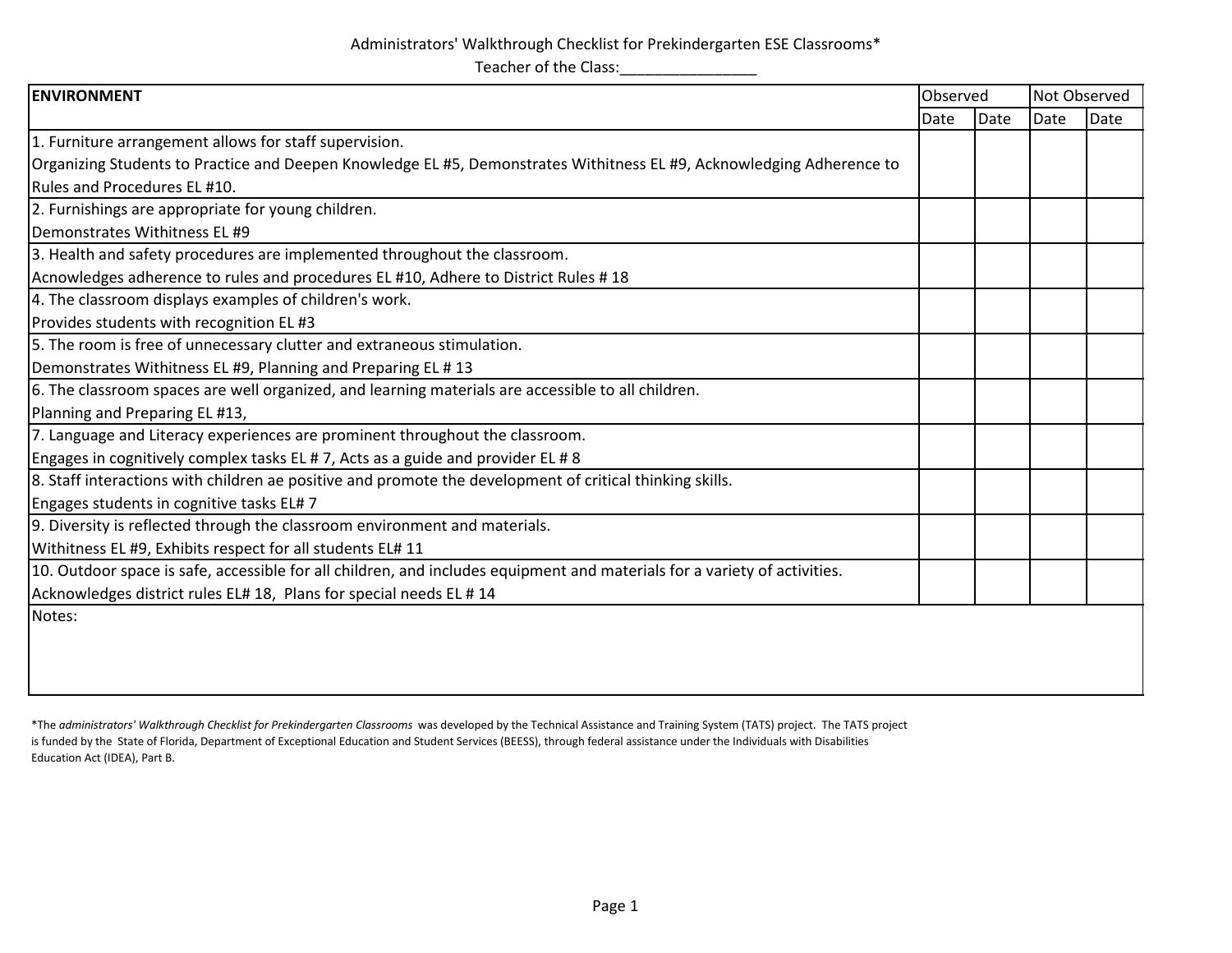Administrators' Walkthrough Checklist for Prekindergarten ESE Classrooms*

Teacher of the Class:________________

| ENVIRONMENT | Observed | | Not Observed | |
|---|---|---|---|---|
| | Date | Date | Date | Date |
| 1. Furniture arrangement allows for staff supervision.<br>Organizing Students to Practice and Deepen Knowledge EL #5, Demonstrates Withitness EL #9, Acknowledging Adherence to Rules and Procedures EL #10. | | | | |
| 2. Furnishings are appropriate for young children.<br>Demonstrates Withitness EL #9 | | | | |
| 3. Health and safety procedures are implemented throughout the classroom.<br>Acnowledges adherence to rules and procedures EL #10, Adhere to District Rules # 18 | | | | |
| 4. The classroom displays examples of children's work.<br>Provides students with recognition EL #3 | | | | |
| 5. The room is free of unnecessary clutter and extraneous stimulation.<br>Demonstrates Withitness EL #9, Planning and Preparing EL # 13 | | | | |
| 6. The classroom spaces are well organized, and learning materials are accessible to all children.<br>Planning and Preparing EL #13, | | | | |
| 7. Language and Literacy experiences are prominent throughout the classroom.<br>Engages in cognitively complex tasks EL # 7, Acts as a guide and provider EL # 8 | | | | |
| 8. Staff interactions with children ae positive and promote the development of critical thinking skills.<br>Engages students in cognitive tasks EL# 7 | | | | |
| 9. Diversity is reflected through the classroom environment and materials.<br>Withitness EL #9, Exhibits respect for all students EL# 11 | | | | |
| 10. Outdoor space is safe, accessible for all children, and includes equipment and materials for a variety of activities.<br>Acknowledges district rules EL# 18, Plans for special needs EL # 14 | | | | |
| Notes: | | | | |

*The *administrators' Walkthrough Checklist for Prekindergarten Classrooms* was developed by the Technical Assistance and Training System (TATS) project. The TATS project is funded by the State of Florida, Department of Exceptional Education and Student Services (BEESS), through federal assistance under the Individuals with Disabilities Education Act (IDEA), Part B.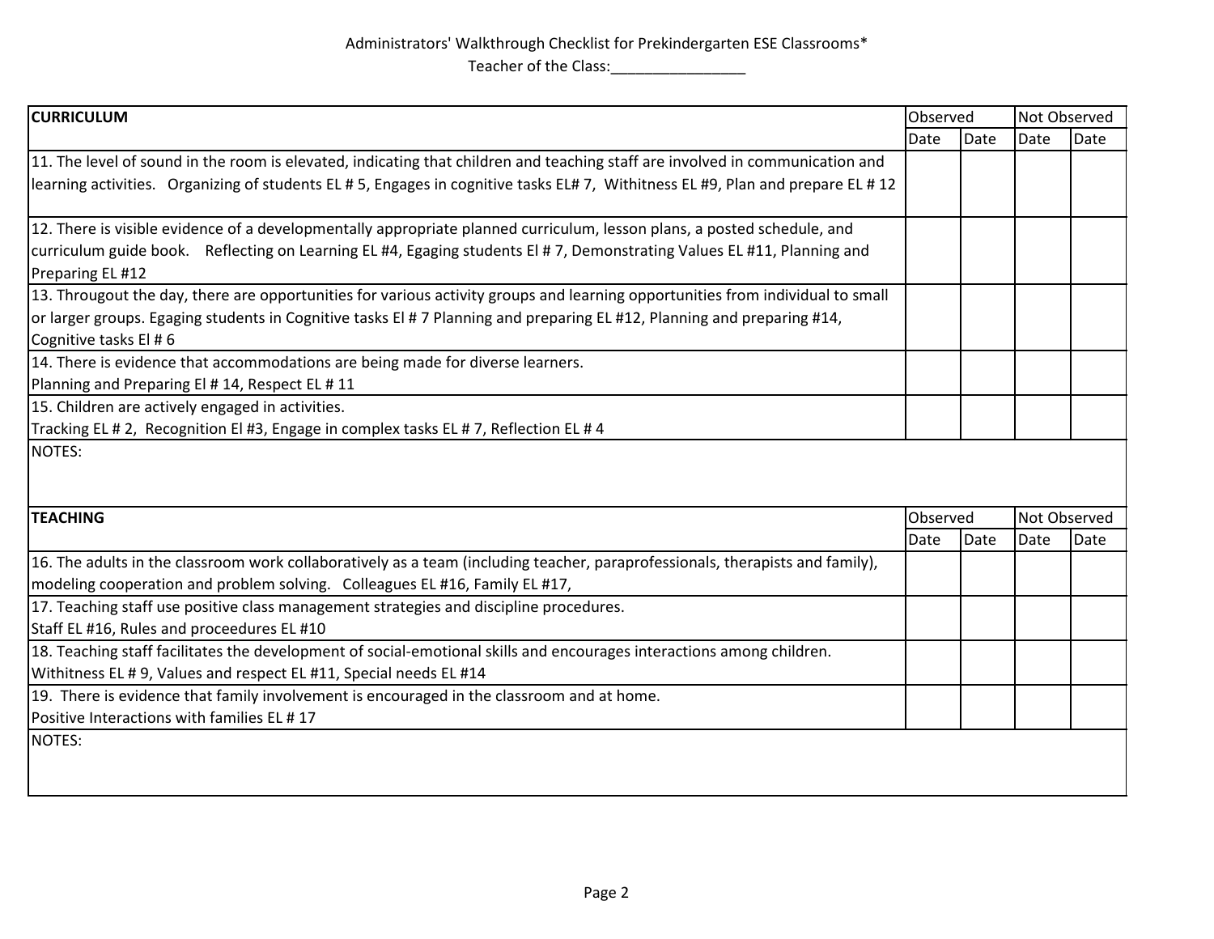Administrators' Walkthrough Checklist for Prekindergarten ESE Classrooms*

Teacher of the Class:________________

| CURRICULUM | Observed | | Not Observed | |
|---|---|---|---|---|
| | Date | Date | Date | Date |
| 11. The level of sound in the room is elevated, indicating that children and teaching staff are involved in communication and learning activities. Organizing of students EL # 5, Engages in cognitive tasks EL# 7, Withitness EL #9, Plan and prepare EL # 12 | | | | |
| 12. There is visible evidence of a developmentally appropriate planned curriculum, lesson plans, a posted schedule, and curriculum guide book. Reflecting on Learning EL #4, Egaging students El # 7, Demonstrating Values EL #11, Planning and Preparing EL #12 | | | | |
| 13. Througout the day, there are opportunities for various activity groups and learning opportunities from individual to small or larger groups. Egaging students in Cognitive tasks El # 7 Planning and preparing EL #12, Planning and preparing #14, Cognitive tasks El # 6 | | | | |
| 14. There is evidence that accommodations are being made for diverse learners. Planning and Preparing El # 14, Respect EL # 11 | | | | |
| 15. Children are actively engaged in activities. Tracking EL # 2, Recognition El #3, Engage in complex tasks EL # 7, Reflection EL # 4 | | | | |
| NOTES: | | | | |

| TEACHING | Observed | | Not Observed | |
|---|---|---|---|---|
| | Date | Date | Date | Date |
| 16. The adults in the classroom work collaboratively as a team (including teacher, paraprofessionals, therapists and family), modeling cooperation and problem solving. Colleagues EL #16, Family EL #17, | | | | |
| 17. Teaching staff use positive class management strategies and discipline procedures. Staff EL #16, Rules and proceedures EL #10 | | | | |
| 18. Teaching staff facilitates the development of social-emotional skills and encourages interactions among children. Withitness EL # 9, Values and respect EL #11, Special needs EL #14 | | | | |
| 19. There is evidence that family involvement is encouraged in the classroom and at home. Positive Interactions with families EL # 17 | | | | |
| NOTES: | | | | |